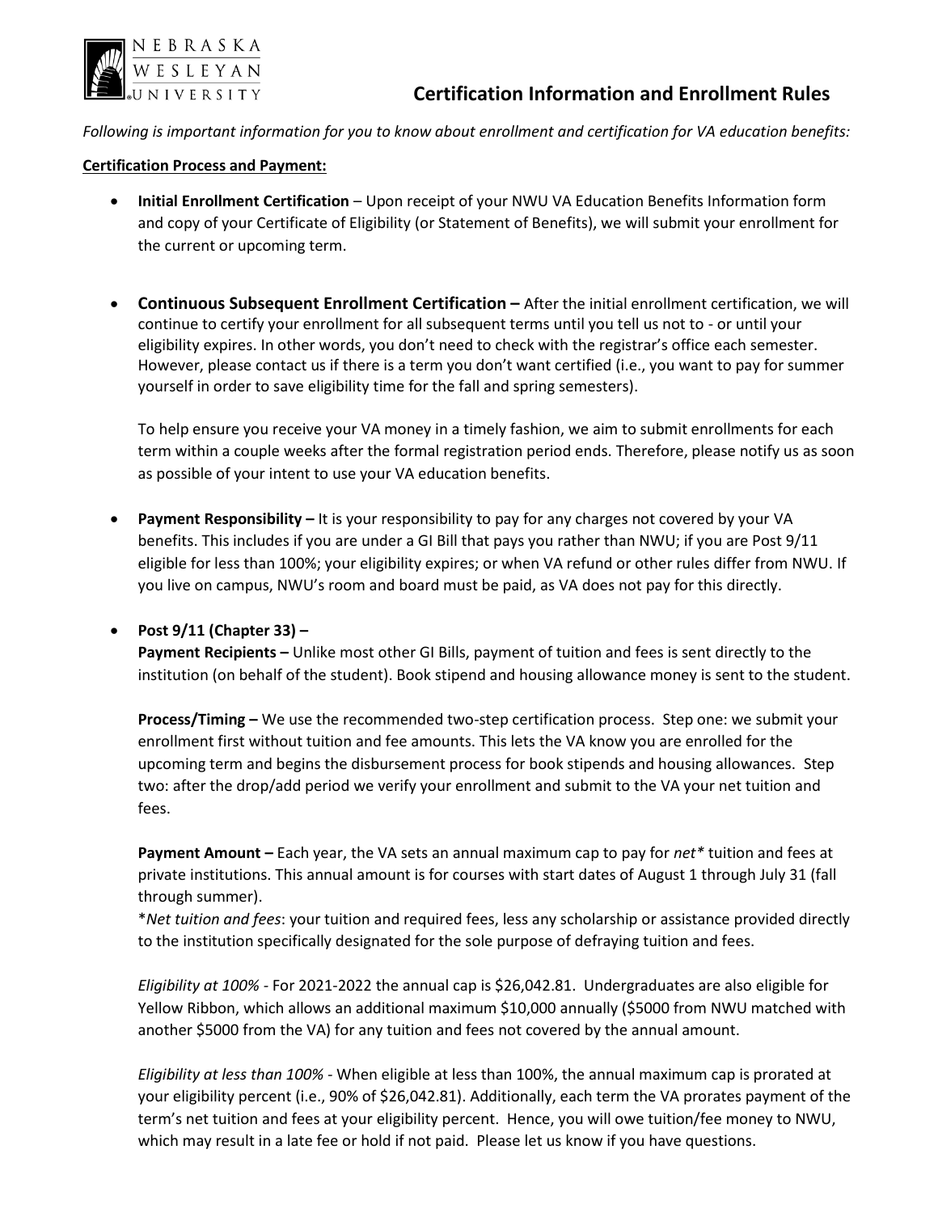# Certification Information and Enrollment Rules

*Following is important information for you to know about enrollment and certification for VA education benefits:*

## Certification Process and Payment:

- **Initial Enrollment Certification** – Upon receipt of your NWU VA Education Benefits Information form and copy of your Certificate of Eligibility (or Statement of Benefits), we will submit your enrollment for the current or upcoming term.

- **Continuous Subsequent Enrollment Certification –** After the initial enrollment certification, we will continue to certify your enrollment for all subsequent terms until you tell us not to - or until your eligibility expires. In other words, you don't need to check with the registrar's office each semester. However, please contact us if there is a term you don't want certified (i.e., you want to pay for summer yourself in order to save eligibility time for the fall and spring semesters).

  To help ensure you receive your VA money in a timely fashion, we aim to submit enrollments for each term within a couple weeks after the formal registration period ends. Therefore, please notify us as soon as possible of your intent to use your VA education benefits.

- **Payment Responsibility –** It is your responsibility to pay for any charges not covered by your VA benefits. This includes if you are under a GI Bill that pays you rather than NWU; if you are Post 9/11 eligible for less than 100%; your eligibility expires; or when VA refund or other rules differ from NWU. If you live on campus, NWU's room and board must be paid, as VA does not pay for this directly.

- **Post 9/11 (Chapter 33) –**

  **Payment Recipients –** Unlike most other GI Bills, payment of tuition and fees is sent directly to the institution (on behalf of the student). Book stipend and housing allowance money is sent to the student.

  **Process/Timing –** We use the recommended two-step certification process. Step one: we submit your enrollment first without tuition and fee amounts. This lets the VA know you are enrolled for the upcoming term and begins the disbursement process for book stipends and housing allowances. Step two: after the drop/add period we verify your enrollment and submit to the VA your net tuition and fees.

  **Payment Amount –** Each year, the VA sets an annual maximum cap to pay for *net** tuition and fees at private institutions. This annual amount is for courses with start dates of August 1 through July 31 (fall through summer).
  
  **Net tuition and fees*: your tuition and required fees, less any scholarship or assistance provided directly to the institution specifically designated for the sole purpose of defraying tuition and fees.

  *Eligibility at 100%* - For 2021-2022 the annual cap is $26,042.81. Undergraduates are also eligible for Yellow Ribbon, which allows an additional maximum $10,000 annually ($5000 from NWU matched with another $5000 from the VA) for any tuition and fees not covered by the annual amount.

  *Eligibility at less than 100%* - When eligible at less than 100%, the annual maximum cap is prorated at your eligibility percent (i.e., 90% of $26,042.81). Additionally, each term the VA prorates payment of the term's net tuition and fees at your eligibility percent. Hence, you will owe tuition/fee money to NWU, which may result in a late fee or hold if not paid. Please let us know if you have questions.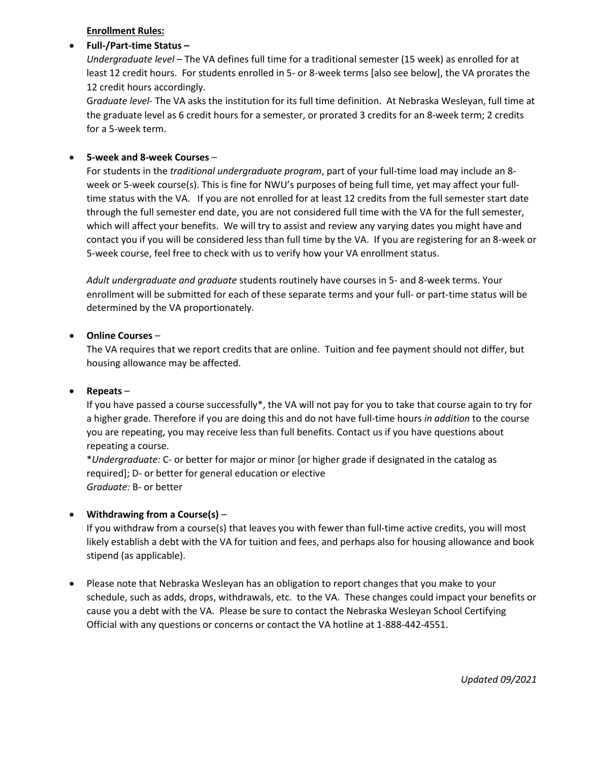**Enrollment Rules:**

- **Full-/Part-time Status –**

  *Undergraduate level* – The VA defines full time for a traditional semester (15 week) as enrolled for at least 12 credit hours. For students enrolled in 5- or 8-week terms [also see below], the VA prorates the 12 credit hours accordingly.

  G*raduate level*- The VA asks the institution for its full time definition. At Nebraska Wesleyan, full time at the graduate level as 6 credit hours for a semester, or prorated 3 credits for an 8-week term; 2 credits for a 5-week term.

- **5-week and 8-week Courses** –

  For students in the *traditional undergraduate program*, part of your full-time load may include an 8-week or 5-week course(s). This is fine for NWU's purposes of being full time, yet may affect your full-time status with the VA. If you are not enrolled for at least 12 credits from the full semester start date through the full semester end date, you are not considered full time with the VA for the full semester, which will affect your benefits. We will try to assist and review any varying dates you might have and contact you if you will be considered less than full time by the VA. If you are registering for an 8-week or 5-week course, feel free to check with us to verify how your VA enrollment status.

  *Adult undergraduate and graduate* students routinely have courses in 5- and 8-week terms. Your enrollment will be submitted for each of these separate terms and your full- or part-time status will be determined by the VA proportionately.

- **Online Courses** –

  The VA requires that we report credits that are online. Tuition and fee payment should not differ, but housing allowance may be affected.

- **Repeats** –

  If you have passed a course successfully*, the VA will not pay for you to take that course again to try for a higher grade. Therefore if you are doing this and do not have full-time hours *in addition* to the course you are repeating, you may receive less than full benefits. Contact us if you have questions about repeating a course.

  **Undergraduate:* C- or better for major or minor [or higher grade if designated in the catalog as required]; D- or better for general education or elective
  *Graduate:* B- or better

- **Withdrawing from a Course(s)** –

  If you withdraw from a course(s) that leaves you with fewer than full-time active credits, you will most likely establish a debt with the VA for tuition and fees, and perhaps also for housing allowance and book stipend (as applicable).

- Please note that Nebraska Wesleyan has an obligation to report changes that you make to your schedule, such as adds, drops, withdrawals, etc. to the VA. These changes could impact your benefits or cause you a debt with the VA. Please be sure to contact the Nebraska Wesleyan School Certifying Official with any questions or concerns or contact the VA hotline at 1-888-442-4551.

*Updated 09/2021*